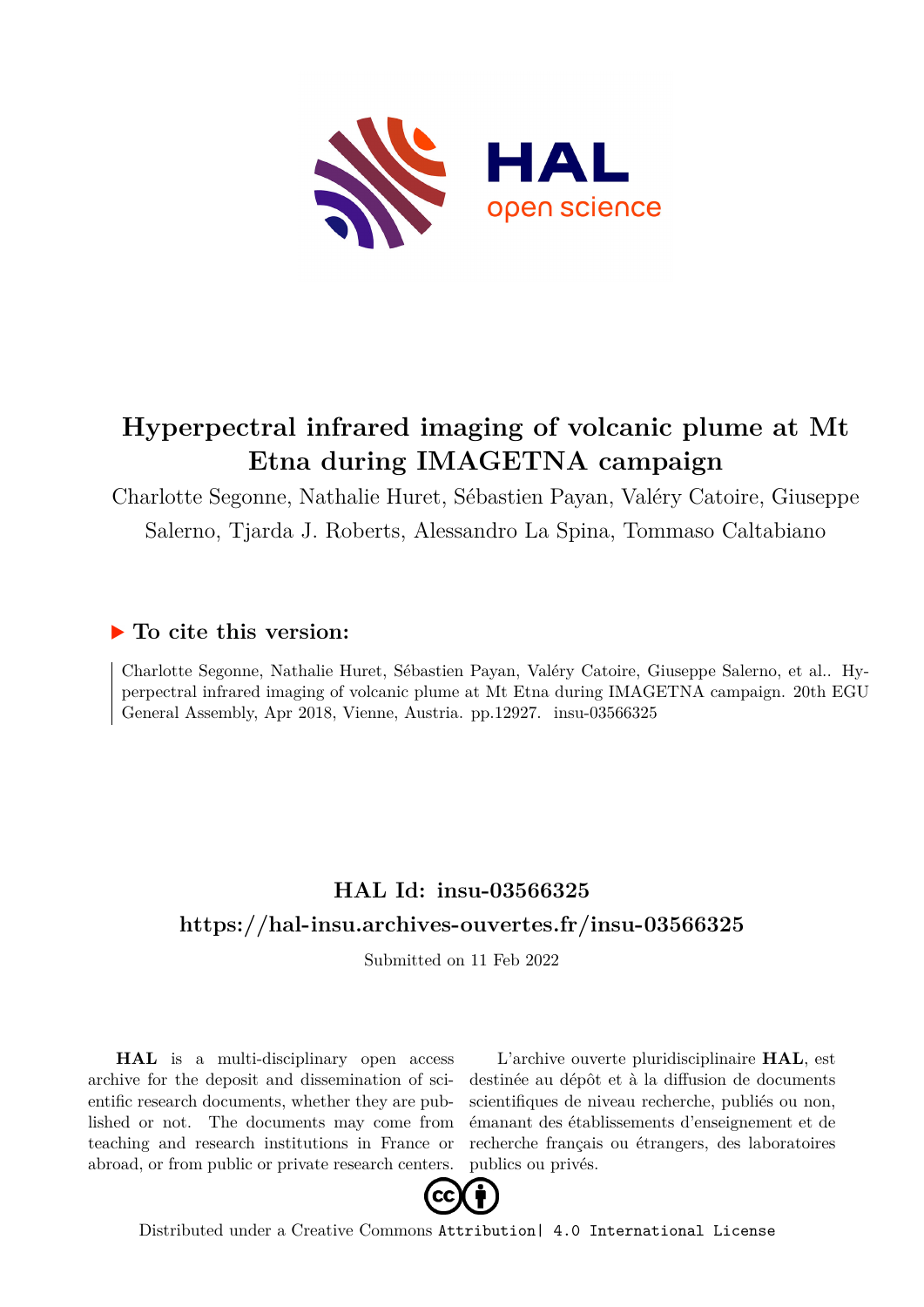# Hyperpectral infrared imaging of volcanic plume at Mt Etna during IMAGETNA campaign

Charlotte Segonne, Nathalie Huret, Sébastien Payan, Valéry Catoire, Giuseppe Salerno, Tjarda J. Roberts, Alessandro La Spina, Tommaso Caltabiano

## ▶ To cite this version:

Charlotte Segonne, Nathalie Huret, Sébastien Payan, Valéry Catoire, Giuseppe Salerno, et al.. Hyperpectral infrared imaging of volcanic plume at Mt Etna during IMAGETNA campaign. 20th EGU General Assembly, Apr 2018, Vienne, Austria. pp.12927. insu-03566325

## HAL Id: insu-03566325

## https://hal-insu.archives-ouvertes.fr/insu-03566325

Submitted on 11 Feb 2022

**HAL** is a multi-disciplinary open access archive for the deposit and dissemination of scientific research documents, whether they are published or not. The documents may come from teaching and research institutions in France or abroad, or from public or private research centers.

L'archive ouverte pluridisciplinaire **HAL**, est destinée au dépôt et à la diffusion de documents scientifiques de niveau recherche, publiés ou non, émanant des établissements d'enseignement et de recherche français ou étrangers, des laboratoires publics ou privés.

Distributed under a Creative Commons Attribution| 4.0 International License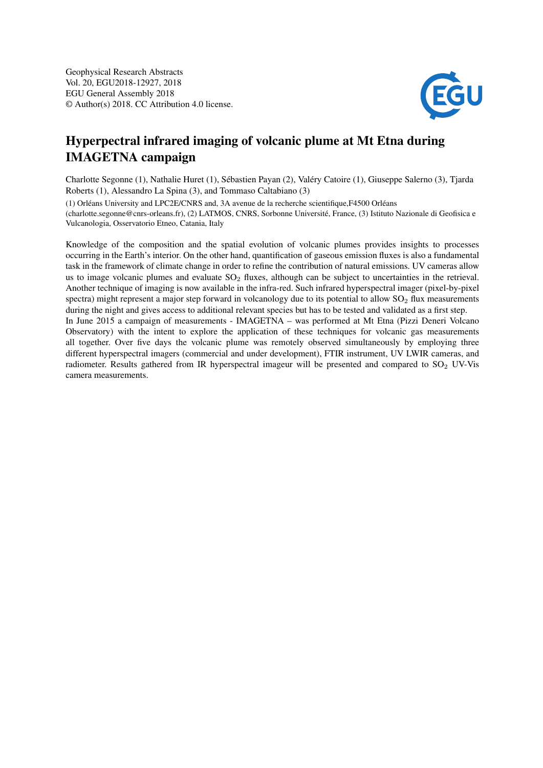Geophysical Research Abstracts
Vol. 20, EGU2018-12927, 2018
EGU General Assembly 2018
© Author(s) 2018. CC Attribution 4.0 license.

# Hyperpectral infrared imaging of volcanic plume at Mt Etna during IMAGETNA campaign

Charlotte Segonne (1), Nathalie Huret (1), Sébastien Payan (2), Valéry Catoire (1), Giuseppe Salerno (3), Tjarda Roberts (1), Alessandro La Spina (3), and Tommaso Caltabiano (3)

(1) Orléans University and LPC2E/CNRS and, 3A avenue de la recherche scientifique,F4500 Orléans (charlotte.segonne@cnrs-orleans.fr), (2) LATMOS, CNRS, Sorbonne Université, France, (3) Istituto Nazionale di Geofisica e Vulcanologia, Osservatorio Etneo, Catania, Italy

Knowledge of the composition and the spatial evolution of volcanic plumes provides insights to processes occurring in the Earth's interior. On the other hand, quantification of gaseous emission fluxes is also a fundamental task in the framework of climate change in order to refine the contribution of natural emissions. UV cameras allow us to image volcanic plumes and evaluate $SO_2$ fluxes, although can be subject to uncertainties in the retrieval. Another technique of imaging is now available in the infra-red. Such infrared hyperspectral imager (pixel-by-pixel spectra) might represent a major step forward in volcanology due to its potential to allow $SO_2$ flux measurements during the night and gives access to additional relevant species but has to be tested and validated as a first step.

In June 2015 a campaign of measurements - IMAGETNA – was performed at Mt Etna (Pizzi Deneri Volcano Observatory) with the intent to explore the application of these techniques for volcanic gas measurements all together. Over five days the volcanic plume was remotely observed simultaneously by employing three different hyperspectral imagers (commercial and under development), FTIR instrument, UV LWIR cameras, and radiometer. Results gathered from IR hyperspectral imageur will be presented and compared to $SO_2$ UV-Vis camera measurements.